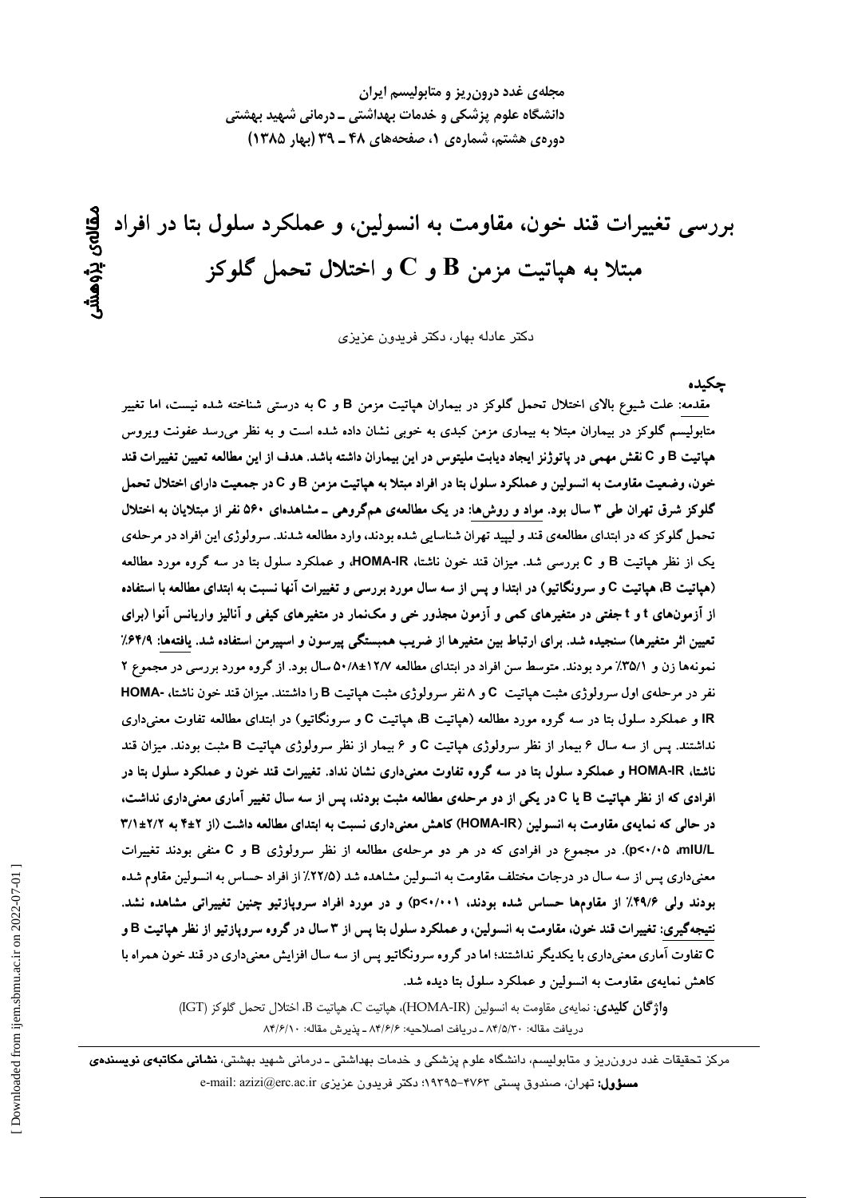مجله‌ی غدد درون‌ریز و متابولیسم ایران
دانشگاه علوم پزشکی و خدمات بهداشتی ـ درمانی شهید بهشتی
دوره‌ی هشتم، شماره‌ی ۱، صفحه‌های ۴۸ ـ ۳۹ (بهار ۱۳۸۵)

مقاله‌ی پژوهشی

# بررسی تغییرات قند خون، مقاومت به انسولین، و عملکرد سلول بتا در افراد مبتلا به هپاتیت مزمن B و C و اختلال تحمل گلوکز

دکتر عادله بهار، دکتر فریدون عزیزی

## چکیده

مقدمه: علت شیوع بالای اختلال تحمل گلوکز در بیماران هپاتیت مزمن B و C به درستی شناخته شده نیست، اما تغییر متابولیسم گلوکز در بیماران مبتلا به بیماری مزمن کبدی به خوبی نشان داده شده است و به نظر می‌رسد عفونت ویروس هپاتیت B و C نقش مهمی در پاتوژنز ایجاد دیابت ملیتوس در این بیماران داشته باشد. **هدف از این مطالعه تعیین تغییرات قند خون، وضعیت مقاومت به انسولین و عملکرد سلول بتا در افراد مبتلا به هپاتیت مزمن B و C در جمعیت دارای اختلال تحمل گلوکز شرق تهران طی ۳ سال بود.** مواد و روش‌ها: **در یک مطالعه‌ی هم‌گروهی ـ مشاهده‌ای ۵۶۰ نفر از مبتلایان به اختلال** تحمل گلوکز که در ابتدای مطالعه‌ی قند و لیپید تهران شناسایی شده بودند، وارد مطالعه شدند. سرولوژی این افراد در مرحله‌ی یک از نظر هپاتیت B و C بررسی شد. میزان قند خون ناشتا، HOMA-IR، و عملکرد سلول بتا در سه گروه مورد مطالعه (هپاتیت B، هپاتیت C و سرونگاتیو) در ابتدا و پس از سه سال مورد بررسی و تغییرات آنها نسبت به ابتدای مطالعه با استفاده از آزمون‌های t و t جفتی در متغیرهای کمی و آزمون مجذور خی و مک‌نمار در متغیرهای کیفی و آنالیز واریانس آنوا (برای تعیین اثر متغیرها) سنجیده شد. برای ارتباط بین متغیرها از ضریب همبستگی پیرسون و اسپیرمن استفاده شد. یافته‌ها: ۶۴/۹٪ نمونه‌ها زن و ۳۵/۱٪ مرد بودند. متوسط سن افراد در ابتدای مطالعه ۱۲/۷±۵۰/۸ سال بود. از گروه مورد بررسی در مجموع ۲ نفر در مرحله‌ی اول سرولوژی مثبت هپاتیت C و ۸ نفر سرولوژی مثبت هپاتیت B را داشتند. میزان قند خون ناشتا، HOMA-IR و عملکرد سلول بتا در سه گروه مورد مطالعه (هپاتیت B، هپاتیت C و سرونگاتیو) در ابتدای مطالعه تفاوت معنی‌داری نداشتند. پس از سه سال ۶ بیمار از نظر سرولوژی هپاتیت C و ۶ بیمار از نظر سرولوژی هپاتیت B مثبت بودند. **میزان قند ناشتا، HOMA-IR و عملکرد سلول بتا در سه گروه تفاوت معنی‌داری نشان نداد. تغییرات قند خون و عملکرد سلول بتا در افرادی که از نظر هپاتیت B یا C در یکی از دو مرحله‌ی مطالعه مثبت بودند، پس از سه سال تغییر آماری معنی‌داری نداشت، در حالی که نمایه‌ی مقاومت به انسولین (HOMA-IR) کاهش معنی‌داری نسبت به ابتدای مطالعه داشت (از ۴±۲/۲ به ۳/۱±۲/۲ mIU/L، $p<0/05$).** در مجموع در افرادی که در هر دو مرحله‌ی مطالعه از نظر سرولوژی B و C منفی بودند تغییرات معنی‌داری پس از سه سال در درجات مختلف مقاومت به انسولین مشاهده شد (۲۲/۵٪ از افراد حساس به انسولین مقاوم شده بودند ولی ۴۹/۶٪ از مقاوم‌ها حساس شده بودند، $p<0/001$) و در مورد افراد سروپازتیو چنین تغییراتی مشاهده نشد. نتیجه‌گیری: **تغییرات قند خون، مقاومت به انسولین، و عملکرد سلول بتا پس از ۳ سال در گروه سروپازتیو از نظر هپاتیت B و C تفاوت آماری معنی‌داری با یکدیگر نداشتند؛ اما در گروه سرونگاتیو پس از سه سال افزایش معنی‌داری در قند خون همراه با کاهش نمایه‌ی مقاومت به انسولین و عملکرد سلول بتا دیده شد.**

**واژگان کلیدی**: نمایه‌ی مقاومت به انسولین (HOMA-IR)، هپاتیت C، هپاتیت B، اختلال تحمل گلوکز (IGT)

دریافت مقاله: ۸۴/۵/۳۰ ـ دریافت اصلاحیه: ۸۴/۶/۶ ـ پذیرش مقاله: ۸۴/۶/۱۰

مرکز تحقیقات غدد درون‌ریز و متابولیسم، دانشگاه علوم پزشکی و خدمات بهداشتی ـ درمانی شهید بهشتی، **نشانی مکاتبه‌ی نویسنده‌ی مسؤول:** تهران، صندوق پستی ۴۷۶۳-۱۹۳۹۵؛ دکتر فریدون عزیزی e-mail: azizi@erc.ac.ir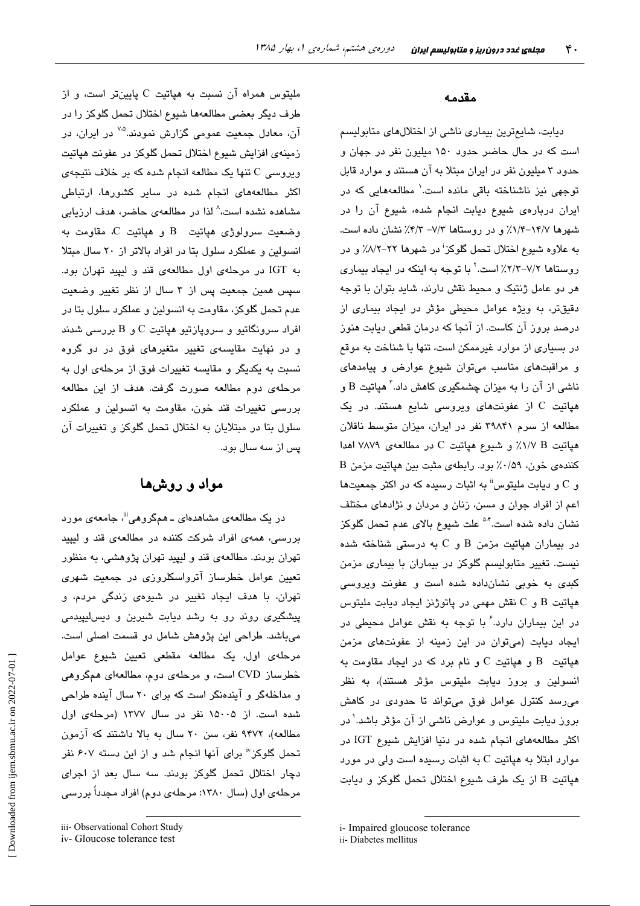## مقدمه

دیابت، شایع‌ترین بیماری ناشی از اختلال‌های متابولیسم است که در حال حاضر حدود ۱۵۰ میلیون نفر در جهان و حدود ۳ میلیون نفر در ایران مبتلا به آن هستند و موارد قابل توجهی نیز ناشناخته باقی مانده است.[۱] مطالعه‌هایی که در ایران درباره‌ی شیوع دیابت انجام شده، شیوع آن را در شهرها ۱۴/۷-۱/۴٪ و در روستاها ۷/۳- ۴/۳٪ نشان داده است. به علاوه شیوع اختلال تحمل گلوکز[i] در شهرها ۲۲-۸/۲٪ و در روستاها ۷/۲-۲/۳٪ است.[۲] با توجه به اینکه در ایجاد بیماری هر دو عامل ژنتیک و محیط نقش دارند، شاید بتوان با توجه دقیق‌تر، به ویژه عوامل محیطی مؤثر در ایجاد بیماری از درصد بروز آن کاست. از آنجا که درمان قطعی دیابت هنوز در بسیاری از موارد غیرممکن است، تنها با شناخت به موقع و مراقبت‌های مناسب می‌توان شیوع عوارض و پیامدهای ناشی از آن را به میزان چشمگیری کاهش داد.[۳] هپاتیت B و هپاتیت C از عفونت‌های ویروسی شایع هستند. در یک مطالعه از سرم ۳۹۸۴۱ نفر در ایران، میزان متوسط ناقلان هپاتیت B ۱/۷٪ و شیوع هپاتیت C در مطالعه‌ی ۷۸۷۹ اهدا کننده‌ی خون، ۰/۵۹٪ بود. رابطه‌ی مثبت بین هپاتیت مزمن B و C و دیابت ملیتوس[ii] به اثبات رسیده که در اکثر جمعیت‌ها اعم از افراد جوان و مسن، زنان و مردان و نژادهای مختلف نشان داده شده است.[۴،۵] علت شیوع بالای عدم تحمل گلوکز در بیماران هپاتیت مزمن B و C به درستی شناخته شده نیست. تغییر متابولیسم گلوکز در بیماران با بیماری مزمن کبدی به خوبی نشان‌داده شده است و عفونت ویروسی هپاتیت B و C نقش مهمی در پاتوژنز ایجاد دیابت ملیتوس در این بیماران دارد.[۶] با توجه به نقش عوامل محیطی در ایجاد دیابت (می‌توان در این زمینه از عفونت‌های مزمن هپاتیت B و هپاتیت C و نام برد که در ایجاد مقاومت به انسولین و بروز دیابت ملیتوس مؤثر هستند)، به نظر می‌رسد کنترل عوامل فوق می‌تواند تا حدودی در کاهش بروز دیابت ملیتوس و عوارض ناشی از آن مؤثر باشد.[۱] در اکثر مطالعه‌های انجام شده در دنیا افزایش شیوع IGT در موارد ابتلا به هپاتیت C به اثبات رسیده است ولی در مورد هپاتیت B از یک طرف شیوع اختلال تحمل گلوکز و دیابت ملیتوس همراه آن نسبت به هپاتیت C پایین‌تر است، و از طرف دیگر بعضی مطالعه‌ها شیوع اختلال تحمل گلوکز را در آن، معادل جمعیت عمومی گزارش نمودند.[۷،۵] در ایران، در زمینه‌ی افزایش شیوع اختلال تحمل گلوکز در عفونت هپاتیت ویروسی C تنها یک مطالعه انجام شده که بر خلاف نتیجه‌ی اکثر مطالعه‌های انجام شده در سایر کشورها، ارتباطی مشاهده نشده است،[۸] لذا در مطالعه‌ی حاضر، هدف ارزیابی وضعیت سرولوژی هپاتیت B و هپاتیت C، مقاومت به انسولین و عملکرد سلول بتا در افراد بالاتر از ۲۰ سال مبتلا به IGT در مرحله‌ی اول مطالعه‌ی قند و لیپید تهران بود. سپس همین جمعیت پس از ۳ سال از نظر تغییر وضعیت عدم تحمل گلوکز، مقاومت به انسولین و عملکرد سلول بتا در افراد سرونگاتیو و سروپازتیو هپاتیت C و B بررسی شدند و در نهایت مقایسه‌ی تغییر متغیرهای فوق در دو گروه نسبت به یکدیگر و مقایسه تغییرات فوق از مرحله‌ی اول به مرحله‌ی دوم مطالعه صورت گرفت. هدف از این مطالعه بررسی تغییرات قند خون، مقاومت به انسولین و عملکرد سلول بتا در مبتلایان به اختلال تحمل گلوکز و تغییرات آن پس از سه سال بود.

## مواد و روش‌ها

در یک مطالعه‌ی مشاهده‌ای ـ همگروهی[iii]، جامعه‌ی مورد بررسی، همه‌ی افراد شرکت کننده در مطالعه‌ی قند و لیپید تهران بودند. مطالعه‌ی قند و لیپید تهران پژوهشی، به منظور تعیین عوامل خطرساز آترواسکلروزی در جمعیت شهری تهران، با هدف ایجاد تغییر در شیوه‌ی زندگی مردم، و پیشگیری روند رو به رشد دیابت شیرین و دیس‌لیپیدمی می‌باشد. طراحی این پژوهش شامل دو قسمت اصلی است. مرحله‌ی اول، یک مطالعه مقطعی تعیین شیوع عوامل خطرساز CVD است، و مرحله‌ی دوم، مطالعه‌ای همگروهی و مداخله‌گر و آینده‌نگر است که برای ۲۰ سال آینده طراحی شده است. از ۱۵۰۰۵ نفر در سال ۱۳۷۷ (مرحله‌ی اول مطالعه)، ۹۴۷۲ نفر، سن ۲۰ سال به بالا داشتند که آزمون تحمل گلوکز[iv] برای آنها انجام شد و از این دسته ۶۰۷ نفر دچار اختلال تحمل گلوکز بودند. سه سال بعد از اجرای مرحله‌ی اول (سال ۱۳۸۰: مرحله‌ی دوم) افراد مجدداً بررسی

i- Impaired gloucose tolerance
ii- Diabetes mellitus
iii- Observational Cohort Study
iv- Gloucose tolerance test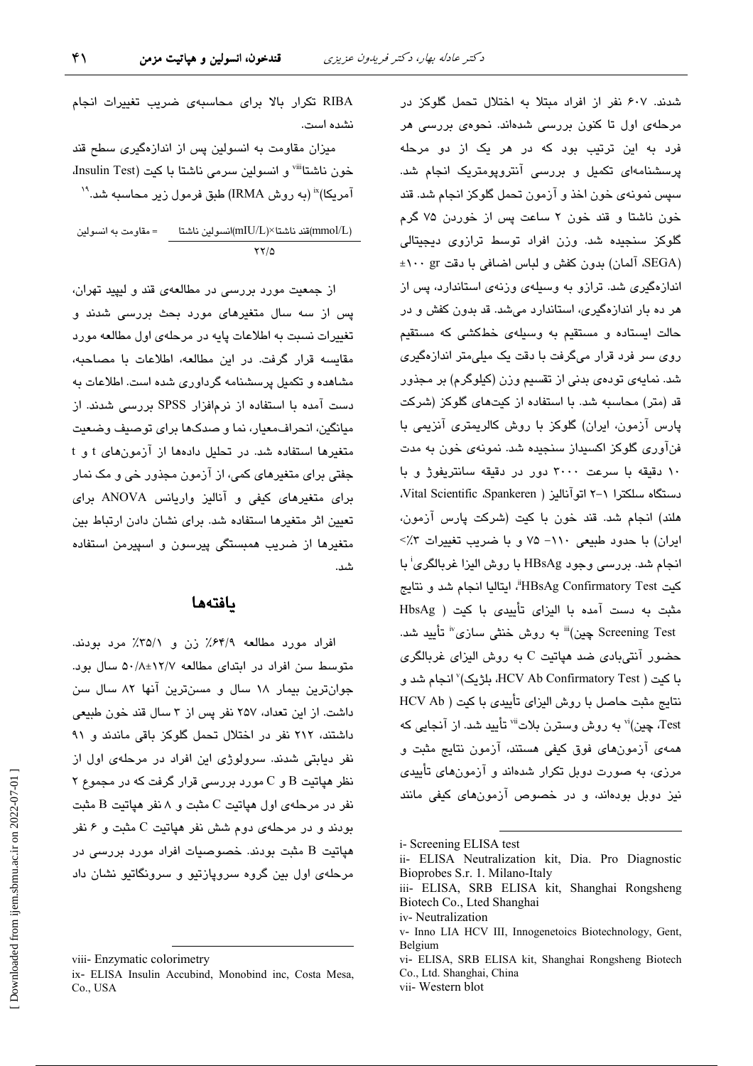شدند. ۶۰۷ نفر از افراد مبتلا به اختلال تحمل گلوکز در مرحله‌ی اول تا کنون بررسی شده‌اند. نحوه‌ی بررسی هر فرد به این ترتیب بود که در هر یک از دو مرحله پرسشنامه‌ای تکمیل و بررسی آنتروپومتریک انجام شد. سپس نمونه‌ی خون اخذ و آزمون تحمل گلوکز انجام شد. قند خون ناشتا و قند خون ۲ ساعت پس از خوردن ۷۵ گرم گلوکز سنجیده شد. وزن افراد توسط ترازوی دیجیتالی (SEGA، آلمان) بدون کفش و لباس اضافی با دقت ۱۰۰ gr± اندازه‌گیری شد. ترازو به وسیله‌ی وزنه‌ی استاندارد، پس از هر ده بار اندازه‌گیری، استاندارد می‌شد. قد بدون کفش و در حالت ایستاده و مستقیم به وسیله‌ی خط‌کشی که مستقیم روی سر فرد قرار می‌گرفت با دقت یک میلی‌متر اندازه‌گیری شد. نمایه‌ی توده‌ی بدنی از تقسیم وزن (کیلوگرم) بر مجذور قد (متر) محاسبه شد. با استفاده از کیت‌های گلوکز (شرکت پارس آزمون، ایران) گلوکز با روش کالریمتری آنزیمی با فن‌آوری گلوکز اکسیداز سنجیده شد. نمونه‌ی خون به مدت ۱۰ دقیقه با سرعت ۳۰۰۰ دور در دقیقه سانتریفوژ و با دستگاه سلکترا ۱-۲ اتوآنالیز ( Vital Scientific، Spankeren، هلند) انجام شد. قند خون با کیت (شرکت پارس آزمون، ایران) با حدود طبیعی ۱۱۰-۷۵ و با ضریب تغییرات ۳٪> انجام شد. بررسی وجود HBsAg با روش الیزا غربالگری[i] با کیت HBsAg Confirmatory Test[ii]، ایتالیا انجام شد و نتایج مثبت به دست آمده با الیزای تأییدی با کیت ( HbsAg Screening Test چین)[iii] به روش خنثی سازی[iv] تأیید شد. حضور آنتی‌بادی ضد هپاتیت C به روش الیزای غربالگری با کیت ( HCV Ab Confirmatory Test، بلژیک)[v] انجام شد و نتایج مثبت حاصل با روش الیزای تأییدی با کیت ( HCV Ab Test، چین)[vi] به روش وسترن بلات[vii] تأیید شد. از آنجایی که همه‌ی آزمون‌های فوق کیفی هستند، آزمون نتایج مثبت و مرزی، به صورت دوبل تکرار شده‌اند و آزمون‌های تأییدی نیز دوبل بوده‌اند، و در خصوص آزمون‌های کیفی مانند RIBA تکرار بالا برای محاسبه‌ی ضریب تغییرات انجام نشده است.

میزان مقاومت به انسولین پس از اندازه‌گیری سطح قند خون ناشتا[viii] و انسولین سرمی ناشتا با کیت (Insulin Test، آمریکا)[ix] (به روش IRMA) طبق فرمول زیر محاسبه شد.[۱۹]

$$\text{مقاومت به انسولین} = \frac{\text{قند ناشتا (mmol/L)} \times \text{انسولین ناشتا (mIU/L)}}{22/5}$$

از جمعیت مورد بررسی در مطالعه‌ی قند و لیپید تهران، پس از سه سال متغیرهای مورد بحث بررسی شدند و تغییرات نسبت به اطلاعات پایه در مرحله‌ی اول مطالعه مورد مقایسه قرار گرفت. در این مطالعه، اطلاعات با مصاحبه، مشاهده و تکمیل پرسشنامه گردآوری شده است. اطلاعات به دست آمده با استفاده از نرم‌افزار SPSS بررسی شدند. از میانگین، انحراف‌معیار، نما و صدک‌ها برای توصیف وضعیت متغیرها استفاده شد. در تحلیل داده‌ها از آزمون‌های t و t جفتی برای متغیرهای کمی، از آزمون مجذور خی و مک نمار برای متغیرهای کیفی و آنالیز واریانس ANOVA برای تعیین اثر متغیرها استفاده شد. برای نشان دادن ارتباط بین متغیرها از ضریب همبستگی پیرسون و اسپیرمن استفاده شد.

## یافته‌ها

افراد مورد مطالعه ۶۴/۹٪ زن و ۳۵/۱٪ مرد بودند. متوسط سن افراد در ابتدای مطالعه ۱۲/۷±۵۰/۸ سال بود. جوان‌ترین بیمار ۱۸ سال و مسن‌ترین آنها ۸۲ سال سن داشت. از این تعداد، ۲۵۷ نفر پس از ۳ سال قند خون طبیعی داشتند، ۲۱۲ نفر در اختلال تحمل گلوکز باقی ماندند و ۹۱ نفر دیابتی شدند. سرولوژی این افراد در مرحله‌ی اول از نظر هپاتیت B و C مورد بررسی قرار گرفت که در مجموع ۲ نفر در مرحله‌ی اول هپاتیت C مثبت و ۸ نفر هپاتیت B مثبت بودند و در مرحله‌ی دوم شش نفر هپاتیت C مثبت و ۶ نفر هپاتیت B مثبت بودند. خصوصیات افراد مورد بررسی در مرحله‌ی اول بین گروه سروپازتیو و سرونگاتیو نشان داد

---

i- Screening ELISA test

ii- ELISA Neutralization kit, Dia. Pro Diagnostic Bioprobes S.r. 1. Milano-Italy

iii- ELISA, SRB ELISA kit, Shanghai Rongsheng Biotech Co., Lted Shanghai

iv- Neutralization

v- Inno LIA HCV III, Innogenetoics Biotechnology, Gent, Belgium

vi- ELISA, SRB ELISA kit, Shanghai Rongsheng Biotech Co., Ltd. Shanghai, China

vii- Western blot

viii- Enzymatic colorimetry

ix- ELISA Insulin Accubind, Monobind inc, Costa Mesa, Co., USA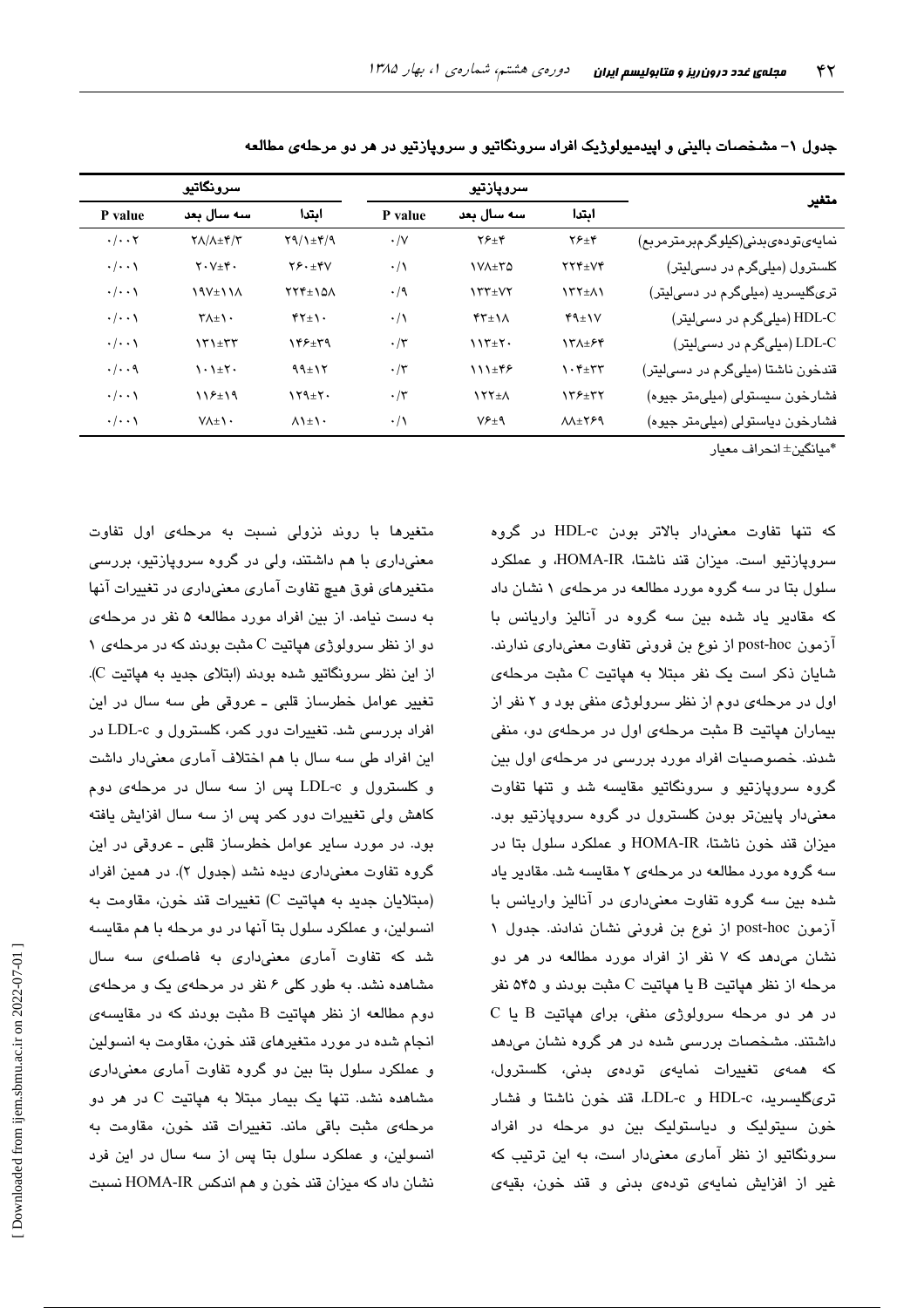جدول ۱- مشخصات بالینی و اپیدمیولوژیک افراد سرونگاتیو و سروپازتیو در هر دو مرحله‌ی مطالعه

| متغیر | سروپازتیو | | | سرونگاتیو | | |
|---|---|---|---|---|---|---|
| | ابتدا | سه سال بعد | P value | ابتدا | سه سال بعد | P value |
| نمایه‌ی‌توده‌ی‌بدنی(کیلوگرم‌برمترمربع) | ۲۶±۴ | ۲۶±۴ | ۰/۷ | ۲۹/۱±۴/۹ | ۲۸/۸±۴/۳ | ۰/۰۰۲ |
| کلسترول (میلی‌گرم در دسی‌لیتر) | ۲۲۴±۷۴ | ۱۷۸±۳۵ | ۰/۱ | ۲۶۰±۴۷ | ۲۰۷±۴۰ | ۰/۰۰۱ |
| تری‌گلیسرید (میلی‌گرم در دسی‌لیتر) | ۱۳۲±۸۱ | ۱۳۳±۷۲ | ۰/۹ | ۲۲۴±۱۵۸ | ۱۹۷±۱۱۸ | ۰/۰۰۱ |
| HDL-C (میلی‌گرم در دسی‌لیتر) | ۴۹±۱۷ | ۴۳±۱۸ | ۰/۱ | ۴۲±۱۰ | ۳۸±۱۰ | ۰/۰۰۱ |
| LDL-C (میلی‌گرم در دسی‌لیتر) | ۱۳۸±۶۴ | ۱۱۳±۲۰ | ۰/۳ | ۱۴۶±۳۹ | ۱۳۱±۳۳ | ۰/۰۰۱ |
| قندخون ناشتا (میلی‌گرم در دسی‌لیتر) | ۱۰۴±۳۳ | ۱۱۱±۴۶ | ۰/۳ | ۹۹±۱۲ | ۱۰۱±۲۰ | ۰/۰۰۹ |
| فشارخون سیستولی (میلی‌متر جیوه) | ۱۳۶±۳۲ | ۱۲۲±۸ | ۰/۳ | ۱۲۹±۲۰ | ۱۱۶±۱۹ | ۰/۰۰۱ |
| فشارخون دیاستولی (میلی‌متر جیوه) | ۸۸±۲۶۹ | ۷۶±۹ | ۰/۱ | ۸۱±۱۰ | ۷۸±۱۰ | ۰/۰۰۱ |

*میانگین± انحراف معیار

که تنها تفاوت معنی‌دار بالاتر بودن HDL-c در گروه سروپازتیو است. میزان قند ناشتا، HOMA-IR، و عملکرد سلول بتا در سه گروه مورد مطالعه در مرحله‌ی ۱ نشان داد که مقادیر یاد شده بین سه گروه در آنالیز واریانس با آزمون post-hoc از نوع بن فرونی تفاوت معنی‌داری ندارند. شایان ذکر است یک نفر مبتلا به هپاتیت C مثبت مرحله‌ی اول در مرحله‌ی دوم از نظر سرولوژی منفی بود و ۲ نفر از بیماران هپاتیت B مثبت مرحله‌ی اول در مرحله‌ی دو، منفی شدند. خصوصیات افراد مورد بررسی در مرحله‌ی اول بین گروه سروپازتیو و سرونگاتیو مقایسه شد و تنها تفاوت معنی‌دار پایین‌تر بودن کلسترول در گروه سروپازتیو بود. میزان قند خون ناشتا، HOMA-IR و عملکرد سلول بتا در سه گروه مورد مطالعه در مرحله‌ی ۲ مقایسه شد. مقادیر یاد شده بین سه گروه تفاوت معنی‌داری در آنالیز واریانس با آزمون post-hoc از نوع بن فرونی نشان ندادند. جدول ۱ نشان می‌دهد که ۷ نفر از افراد مورد مطالعه در هر دو مرحله از نظر هپاتیت B یا هپاتیت C مثبت بودند و ۵۴۵ نفر در هر دو مرحله سرولوژی منفی، برای هپاتیت B یا C داشتند. مشخصات بررسی شده در هر گروه نشان می‌دهد که همه‌ی تغییرات نمایه‌ی توده‌ی بدنی، کلسترول، تری‌گلیسرید، HDL-c و LDL-c، قند خون ناشتا و فشار خون سیتولیک و دیاستولیک بین دو مرحله در افراد سرونگاتیو از نظر آماری معنی‌دار است، به این ترتیب که غیر از افزایش نمایه‌ی توده‌ی بدنی و قند خون، بقیه‌ی متغیرها با روند نزولی نسبت به مرحله‌ی اول تفاوت معنی‌داری با هم داشتند، ولی در گروه سروپازتیو، بررسی متغیرهای فوق هیچ تفاوت آماری معنی‌داری در تغییرات آنها به دست نیامد. از بین افراد مورد مطالعه ۵ نفر در مرحله‌ی دو از نظر سرولوژی هپاتیت C مثبت بودند که در مرحله‌ی ۱ از این نظر سرونگاتیو شده بودند (ابتلای جدید به هپاتیت C). تغییر عوامل خطرساز قلبی ـ عروقی طی سه سال در این افراد بررسی شد. تغییرات دور کمر، کلسترول و LDL-c در این افراد طی سه سال با هم اختلاف آماری معنی‌دار داشت و کلسترول و LDL-c پس از سه سال در مرحله‌ی دوم کاهش ولی تغییرات دور کمر پس از سه سال افزایش یافته بود. در مورد سایر عوامل خطرساز قلبی ـ عروقی در این گروه تفاوت معنی‌داری دیده نشد (جدول ۲). در همین افراد (مبتلایان جدید به هپاتیت C) تغییرات قند خون، مقاومت به انسولین، و عملکرد سلول بتا آنها در دو مرحله با هم مقایسه شد که تفاوت آماری معنی‌داری به فاصله‌ی سه سال مشاهده نشد. به طور کلی ۶ نفر در مرحله‌ی یک و مرحله‌ی دوم مطالعه از نظر هپاتیت B مثبت بودند که در مقایسه‌ی انجام شده در مورد متغیرهای قند خون، مقاومت به انسولین و عملکرد سلول بتا بین دو گروه تفاوت آماری معنی‌داری مشاهده نشد. تنها یک بیمار مبتلا به هپاتیت C در هر دو مرحله‌ی مثبت باقی ماند. تغییرات قند خون، مقاومت به انسولین، و عملکرد سلول بتا پس از سه سال در این فرد نشان داد که میزان قند خون و هم اندکس HOMA-IR نسبت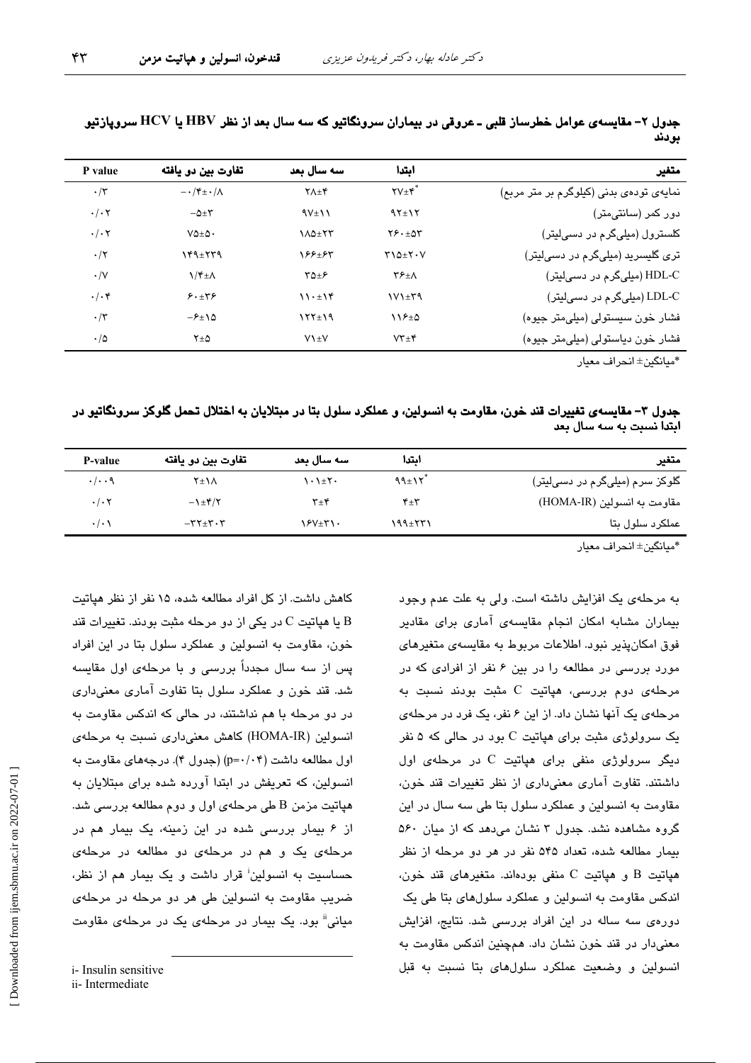**جدول ۲- مقایسه‌ی عوامل خطرساز قلبی ـ عروقی در بیماران سرونگاتیو که سه سال بعد از نظر HBV یا HCV سروپازتیو بودند**

| متغیر | ابتدا | سه سال بعد | تفاوت بین دو یافته | P value |
|---|---|---|---|---|
| نمایه‌ی توده‌ی بدنی (کیلوگرم بر متر مربع) | ۲۷±۴* | ۲۸±۴ | -۰/۴±۰/۸ | ۰/۳ |
| دور کمر (سانتی‌متر) | ۹۲±۱۲ | ۹۷±۱۱ | -۵±۳ | ۰/۰۲ |
| کلسترول (میلی‌گرم در دسی‌لیتر) | ۲۶۰±۵۳ | ۱۸۵±۲۳ | ۷۵±۵۰ | ۰/۰۲ |
| تری گلیسرید (میلی‌گرم در دسی‌لیتر) | ۳۱۵±۲۰۷ | ۱۶۶±۶۳ | ۱۴۹±۲۳۹ | ۰/۲ |
| HDL-C (میلی‌گرم در دسی‌لیتر) | ۳۶±۸ | ۳۵±۶ | ۱/۴±۸ | ۰/۷ |
| LDL-C (میلی‌گرم در دسی‌لیتر) | ۱۷۱±۳۹ | ۱۱۰±۱۴ | ۶۰±۳۶ | ۰/۰۴ |
| فشار خون سیستولی (میلی‌متر جیوه) | ۱۱۶±۵ | ۱۲۲±۱۹ | -۶±۱۵ | ۰/۳ |
| فشار خون دیاستولی (میلی‌متر جیوه) | ۷۳±۴ | ۷۱±۷ | ۲±۵ | ۰/۵ |

*میانگین± انحراف معیار

**جدول ۳- مقایسه‌ی تغییرات قند خون، مقاومت به انسولین، و عملکرد سلول بتا در مبتلایان به اختلال تحمل گلوکز سرونگاتیو در ابتدا نسبت به سه سال بعد**

| متغیر | ابتدا | سه سال بعد | تفاوت بین دو یافته | P-value |
|---|---|---|---|---|
| گلوکز سرم (میلی‌گرم در دسی‌لیتر) | ۹۹±۱۲* | ۱۰۱±۲۰ | ۲±۱۸ | ۰/۰۰۹ |
| مقاومت به انسولین (HOMA-IR) | ۴±۳ | ۳±۴ | -۱±۴/۲ | ۰/۰۲ |
| عملکرد سلول بتا | ۱۹۹±۲۳۱ | ۱۶۷±۳۱۰ | -۳۲±۳۰۳ | ۰/۰۱ |

*میانگین± انحراف معیار

به مرحله‌ی یک افزایش داشته است. ولی به علت عدم وجود بیماران مشابه امکان انجام مقایسه‌ی آماری برای مقادیر فوق امکان‌پذیر نبود. اطلاعات مربوط به مقایسه‌ی متغیرهای مورد بررسی را در بین ۶ نفر از افرادی که در مرحله‌ی دوم بررسی، هپاتیت C مثبت بودند نسبت به مرحله‌ی یک آنها نشان داد. از این ۶ نفر، یک فرد در مرحله‌ی یک سرولوژی مثبت برای هپاتیت C بود در حالی که ۵ نفر دیگر سرولوژی منفی برای هپاتیت C در مرحله‌ی اول داشتند. تفاوت آماری معنی‌داری از نظر تغییرات قند خون، مقاومت به انسولین و عملکرد سلول بتا طی سه سال در این گروه مشاهده نشد. جدول ۳ نشان می‌دهد که از میان ۵۶۰ بیمار مطالعه شده، تعداد ۵۴۵ نفر در هر دو مرحله از نظر هپاتیت B و هپاتیت C منفی بوده‌اند. متغیرهای قند خون، اندکس مقاومت به انسولین و عملکرد سلول‌های بتا طی یک دوره‌ی سه ساله در این افراد بررسی شد. نتایج، افزایش معنی‌دار در قند خون نشان داد. همچنین اندکس مقاومت به انسولین و وضعیت عملکرد سلول‌های بتا نسبت به قبل کاهش داشت. از کل افراد مطالعه شده، ۱۵ نفر از نظر هپاتیت B یا هپاتیت C در یکی از دو مرحله مثبت بودند. تغییرات قند خون، مقاومت به انسولین و عملکرد سلول بتا در این افراد پس از سه سال مجدداً بررسی و با مرحله‌ی اول مقایسه شد. قند خون و عملکرد سلول بتا تفاوت آماری معنی‌داری در دو مرحله با هم نداشتند، در حالی که اندکس مقاومت به انسولین (HOMA-IR) کاهش معنی‌داری نسبت به مرحله‌ی اول مطالعه داشت (p=۰/۰۴) (جدول ۴). درجه‌های مقاومت به انسولین، که تعریفش در ابتدا آورده شده برای مبتلایان به هپاتیت مزمن B طی مرحله‌ی اول و دوم مطالعه بررسی شد. از ۶ بیمار بررسی شده در این زمینه، یک بیمار هم در مرحله‌ی یک و هم در مرحله‌ی دو مطالعه در مرحله‌ی حساسیت به انسولین[i] قرار داشت و یک بیمار هم از نظر، ضریب مقاومت به انسولین طی هر دو مرحله در مرحله‌ی میانی[ii] بود. یک بیمار در مرحله‌ی یک در مرحله‌ی مقاومت

i- Insulin sensitive
ii- Intermediate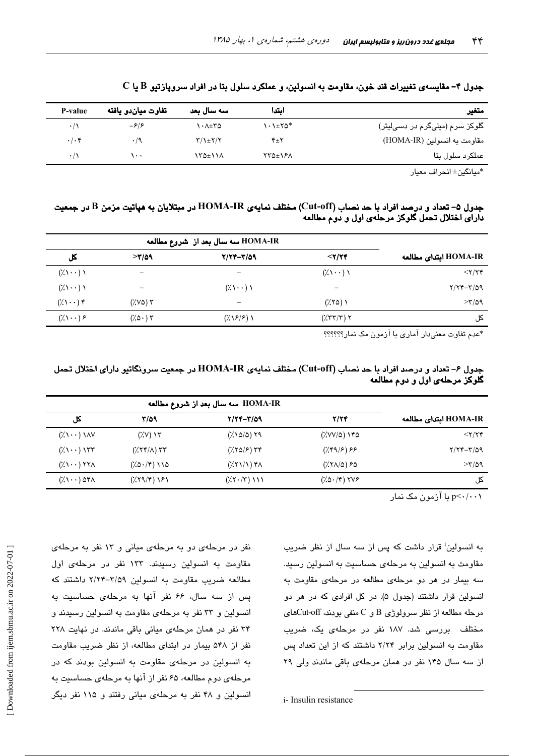**جدول ۴- مقایسه‌ی تغییرات قند خون، مقاومت به انسولین، و عملکرد سلول بتا در افراد سروپازتیو B یا C**

| متغیر | ابتدا | سه سال بعد | تفاوت میان‌دو یافته | P-value |
|---|---|---|---|---|
| گلوکز سرم (میلی‌گرم در دسی‌لیتر) | ۱۰۱±۲۵* | ۱۰۸±۳۵ | -۶/۶ | ۰/۱ |
| مقاومت به انسولین (HOMA-IR) | ۴±۲ | ۳/۱±۲/۲ | ۰/۹ | ۰/۰۴ |
| عملکرد سلول بتا | ۲۳۵±۱۶۸ | ۱۳۵±۱۱۸ | ۱۰۰ | ۰/۱ |

*میانگین± انحراف معیار

**جدول ۵- تعداد و درصد افراد با حد نصاب (Cut-off) مختلف نمایه‌ی HOMA-IR در مبتلایان به هپاتیت مزمن B در جمعیت دارای اختلال تحمل گلوکز مرحله‌ی اول و دوم مطالعه**

| HOMA-IR ابتدای مطالعه | HOMA-IR سه سال بعد از شروع مطالعه <۲/۲۴ | ۲/۲۴-۳/۵۹ | >۳/۵۹ | کل |
|---|---|---|---|---|
| <۲/۲۴ | (٪۱۰۰) ۱ | - | - | (٪۱۰۰) ۱ |
| ۲/۲۴-۳/۵۹ | - | (٪۱۰۰) ۱ | - | (٪۱۰۰) ۱ |
| >۳/۵۹ | (٪۲۵) ۱ | - | (٪۷۵) ۳ | (٪۱۰۰) ۴ |
| کل | (٪۳۳/۳) ۲ | (٪۱۶/۶) ۱ | (٪۵۰) ۳ | (٪۱۰۰) ۶ |

*عدم تفاوت معنی‌دار آماری با آزمون مک نمار؟؟؟؟؟؟

**جدول ۶- تعداد و درصد افراد با حد نصاب (Cut-off) مختلف نمایه‌ی HOMA-IR در جمعیت سرونگاتیو دارای اختلال تحمل گلوکز مرحله‌ی اول و دوم مطالعه**

| HOMA-IR ابتدای مطالعه | HOMA-IR سه سال بعد از شروع مطالعه ۲/۲۴ | ۲/۲۴-۳/۵۹ | ۳/۵۹ | کل |
|---|---|---|---|---|
| <۲/۲۴ | (٪۷۷/۵) ۱۴۵ | (٪۱۵/۵) ۲۹ | (٪۷) ۱۳ | (٪۱۰۰) ۱۸۷ |
| ۲/۲۴-۳/۵۹ | (٪۴۹/۶) ۶۶ | (٪۲۵/۶) ۳۴ | (٪۲۴/۸) ۳۳ | (٪۱۰۰) ۱۳۳ |
| >۳/۵۹ | (٪۲۸/۵) ۶۵ | (٪۲۱/۱) ۴۸ | (٪۵۰/۴) ۱۱۵ | (٪۱۰۰) ۲۲۸ |
| کل | (٪۵۰/۴) ۲۷۶ | (٪۲۰/۳) ۱۱۱ | (٪۲۹/۴) ۱۶۱ | (٪۱۰۰) ۵۴۸ |

p<۰/۰۰۱ با آزمون مک نمار

به انسولین[i] قرار داشت که پس از سه سال از نظر ضریب مقاومت به انسولین به مرحله‌ی حساسیت به انسولین رسید. سه بیمار در هر دو مرحله‌ی مطالعه در مرحله‌ی مقاومت به انسولین قرار داشتند (جدول ۵). در کل افرادی که در هر دو مرحله مطالعه از نظر سرولوژی B و C منفی بودند، Cut-offهای مختلف بررسی شد. ۱۸۷ نفر در مرحله‌ی یک، ضریب مقاومت به انسولین برابر ۲/۲۴ داشتند که از این تعداد پس از سه سال ۱۴۵ نفر در همان مرحله‌ی باقی ماندند ولی ۲۹ نفر در مرحله‌ی دو به مرحله‌ی میانی و ۱۳ نفر به مرحله‌ی مقاومت به انسولین رسیدند. ۱۳۳ نفر در مرحله‌ی اول مطالعه ضریب مقاومت به انسولین ۳/۵۹-۲/۲۴ داشتند که پس از سه سال، ۶۶ نفر آنها به مرحله‌ی حساسیت به انسولین و ۳۳ نفر به مرحله‌ی مقاومت به انسولین رسیدند و ۳۴ نفر در همان مرحله‌ی میانی باقی ماندند. در نهایت ۲۲۸ نفر از ۵۴۸ بیمار در ابتدای مطالعه، از نظر ضریب مقاومت به انسولین در مرحله‌ی مقاومت به انسولین بودند که در مرحله‌ی دوم مطالعه، ۶۵ نفر از آنها به مرحله‌ی حساسیت به انسولین و ۴۸ نفر به مرحله‌ی میانی رفتند و ۱۱۵ نفر دیگر

i- Insulin resistance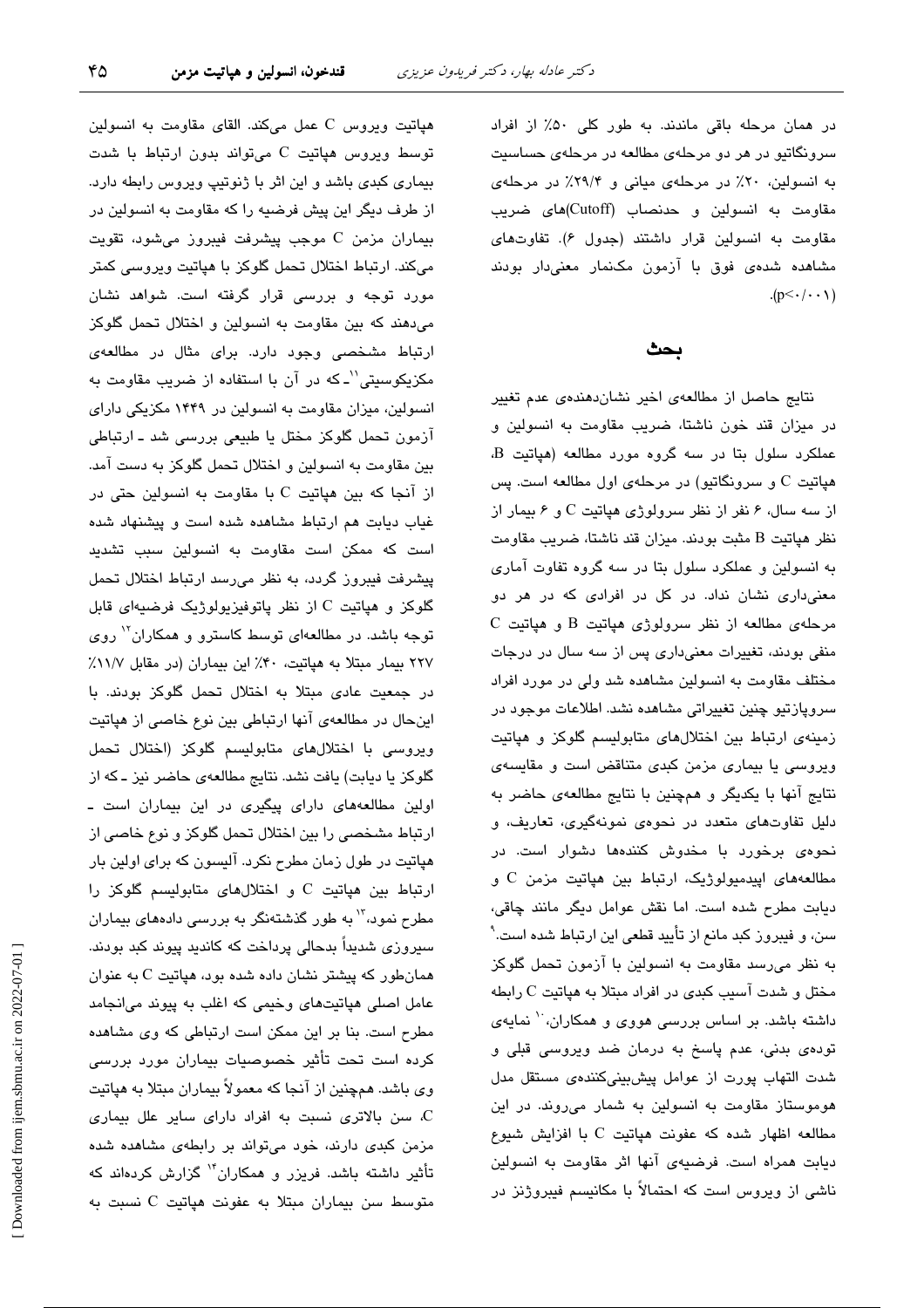در همان مرحله باقی ماندند. به طور کلی ۵۰٪ از افراد سرونگاتیو در هر دو مرحله‌ی مطالعه در مرحله‌ی حساسیت به انسولین، ۲۰٪ در مرحله‌ی میانی و ۲۹/۴٪ در مرحله‌ی مقاومت به انسولین و حدنصاب (Cutoff)های ضریب مقاومت به انسولین قرار داشتند (جدول ۶). تفاوت‌های مشاهده شده‌ی فوق با آزمون مک‌نمار معنی‌دار بودند ($p<0/001$).

## بحث

نتایج حاصل از مطالعه‌ی اخیر نشان‌دهنده‌ی عدم تغییر در میزان قند خون ناشتا، ضریب مقاومت به انسولین و عملکرد سلول بتا در سه گروه مورد مطالعه (هپاتیت B، هپاتیت C و سرونگاتیو) در مرحله‌ی اول مطالعه است. پس از سه سال، ۶ نفر از نظر سرولوژی هپاتیت C و ۶ بیمار از نظر هپاتیت B مثبت بودند. میزان قند ناشتا، ضریب مقاومت به انسولین و عملکرد سلول بتا در سه گروه تفاوت آماری معنی‌داری نشان نداد. در کل در افرادی که در هر دو مرحله‌ی مطالعه از نظر سرولوژی هپاتیت B و هپاتیت C منفی بودند، تغییرات معنی‌داری پس از سه سال در درجات مختلف مقاومت به انسولین مشاهده شد ولی در مورد افراد سروپازتیو چنین تغییراتی مشاهده نشد. اطلاعات موجود در زمینه‌ی ارتباط بین اختلال‌های متابولیسم گلوکز و هپاتیت ویروسی یا بیماری مزمن کبدی متناقض است و مقایسه‌ی نتایج آنها با یکدیگر و همچنین با نتایج مطالعه‌ی حاضر به دلیل تفاوت‌های متعدد در نحوه‌ی نمونه‌گیری، تعاریف، و نحوه‌ی برخورد با مخدوش کننده‌ها دشوار است. در مطالعه‌های اپیدمیولوژیک، ارتباط بین هپاتیت مزمن C و دیابت مطرح شده است. اما نقش عوامل دیگر مانند چاقی، سن، و فیبروز کبد مانع از تأیید قطعی این ارتباط شده است.[9] به نظر می‌رسد مقاومت به انسولین با آزمون تحمل گلوکز مختل و شدت آسیب کبدی در افراد مبتلا به هپاتیت C رابطه داشته باشد. بر اساس بررسی هووی و همکاران،[10] نمایه‌ی توده‌ی بدنی، عدم پاسخ به درمان ضد ویروسی قبلی و شدت التهاب پورت از عوامل پیش‌بینی‌کننده‌ی مستقل مدل هوموستاز مقاومت به انسولین به شمار می‌روند. در این مطالعه اظهار شده که عفونت هپاتیت C با افزایش شیوع دیابت همراه است. فرضیه‌ی آنها اثر مقاومت به انسولین ناشی از ویروس است که احتمالاً با مکانیسم فیبروژنز در هپاتیت ویروس C عمل می‌کند. القای مقاومت به انسولین توسط ویروس هپاتیت C می‌تواند بدون ارتباط با شدت بیماری کبدی باشد و این اثر با ژنوتیپ ویروس رابطه دارد. از طرف دیگر این پیش فرضیه را که مقاومت به انسولین در بیماران مزمن C موجب پیشرفت فیبروز می‌شود، تقویت می‌کند. ارتباط اختلال تحمل گلوکز با هپاتیت ویروسی کمتر مورد توجه و بررسی قرار گرفته است. شواهد نشان می‌دهند که بین مقاومت به انسولین و اختلال تحمل گلوکز ارتباط مشخصی وجود دارد. برای مثال در مطالعه‌ی مکزیکوسیتی[11] ـ که در آن با استفاده از ضریب مقاومت به انسولین، میزان مقاومت به انسولین در ۱۴۴۹ مکزیکی دارای آزمون تحمل گلوکز مختل یا طبیعی بررسی شد ـ ارتباطی بین مقاومت به انسولین و اختلال تحمل گلوکز به دست آمد. از آنجا که بین هپاتیت C با مقاومت به انسولین حتی در غیاب دیابت هم ارتباط مشاهده شده است و پیشنهاد شده است که ممکن است مقاومت به انسولین سبب تشدید پیشرفت فیبروز گردد، به نظر می‌رسد ارتباط اختلال تحمل گلوکز و هپاتیت C از نظر پاتوفیزیولوژیک فرضیه‌ای قابل توجه باشد. در مطالعه‌ای توسط کاسترو و همکاران[12] روی ۲۲۷ بیمار مبتلا به هپاتیت، ۴۰٪ این بیماران (در مقابل ۱۱/۷٪ در جمعیت عادی مبتلا به اختلال تحمل گلوکز بودند. با این‌حال در مطالعه‌ی آنها ارتباطی بین نوع خاصی از هپاتیت ویروسی با اختلال‌های متابولیسم گلوکز (اختلال تحمل گلوکز یا دیابت) یافت نشد. نتایج مطالعه‌ی حاضر نیز ـ که از اولین مطالعه‌های دارای پیگیری در این بیماران است ـ ارتباط مشخصی را بین اختلال تحمل گلوکز و نوع خاصی از هپاتیت در طول زمان مطرح نکرد. آلیسون که برای اولین بار ارتباط بین هپاتیت C و اختلال‌های متابولیسم گلوکز را مطرح نمود،[13] به طور گذشته‌نگر به بررسی داده‌های بیماران سیروزی شدیداً بدحالی پرداخت که کاندید پیوند کبد بودند. همان‌طور که پیشتر نشان داده شده بود، هپاتیت C به عنوان عامل اصلی هپاتیت‌های وخیمی که اغلب به پیوند می‌انجامد مطرح است. بنا بر این ممکن است ارتباطی که وی مشاهده کرده است تحت تأثیر خصوصیات بیماران مورد بررسی وی باشد. همچنین از آنجا که معمولاً بیماران مبتلا به هپاتیت C، سن بالاتری نسبت به افراد دارای سایر علل بیماری مزمن کبدی دارند، خود می‌تواند بر رابطه‌ی مشاهده شده تأثیر داشته باشد. فریزر و همکاران[14] گزارش کرده‌اند که متوسط سن بیماران مبتلا به عفونت هپاتیت C نسبت به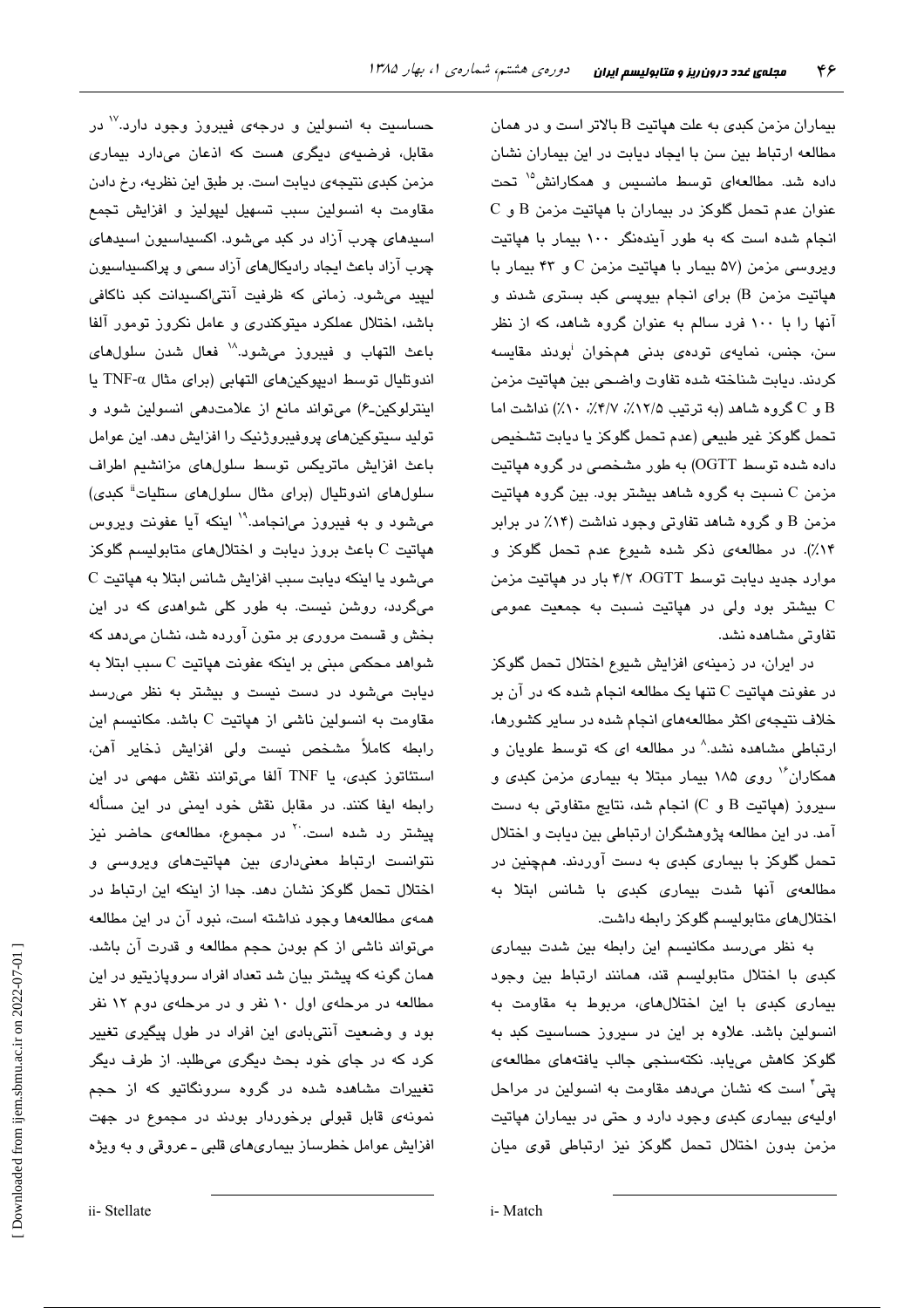بیماران مزمن کبدی به علت هپاتیت B بالاتر است و در همان مطالعه ارتباط بین سن با ایجاد دیابت در این بیماران نشان داده شد. مطالعه‌ای توسط مانسیس و همکارانش[15] تحت عنوان عدم تحمل گلوکز در بیماران با هپاتیت مزمن B و C انجام شده است که به طور آینده‌نگر ۱۰۰ بیمار با هپاتیت ویروسی مزمن (۵۷ بیمار با هپاتیت مزمن C و ۴۳ بیمار با هپاتیت مزمن B) برای انجام بیوپسی کبد بستری شدند و آنها را با ۱۰۰ فرد سالم به عنوان گروه شاهد، که از نظر سن، جنس، نمایه‌ی توده‌ی بدنی هم‌خوان[i] بودند مقایسه کردند. دیابت شناخته شده تفاوت واضحی بین هپاتیت مزمن B و C گروه شاهد (به ترتیب ۱۲/۵٪، ۴/۷٪، ۱۰٪) نداشت اما تحمل گلوکز غیر طبیعی (عدم تحمل گلوکز یا دیابت تشخیص داده شده توسط OGTT) به طور مشخصی در گروه هپاتیت مزمن C نسبت به گروه شاهد بیشتر بود. بین گروه هپاتیت مزمن B و گروه شاهد تفاوتی وجود نداشت (۱۴٪ در برابر ۱۴٪). در مطالعه‌ی ذکر شده شیوع عدم تحمل گلوکز و موارد جدید دیابت توسط OGTT، ۴/۲ بار در هپاتیت مزمن C بیشتر بود ولی در هپاتیت نسبت به جمعیت عمومی تفاوتی مشاهده نشد.

در ایران، در زمینه‌ی افزایش شیوع اختلال تحمل گلوکز در عفونت هپاتیت C تنها یک مطالعه انجام شده که در آن بر خلاف نتیجه‌ی اکثر مطالعه‌های انجام شده در سایر کشورها، ارتباطی مشاهده نشد.[8] در مطالعه ای که توسط علویان و همکاران[16] روی ۱۸۵ بیمار مبتلا به بیماری مزمن کبدی و سیروز (هپاتیت B و C) انجام شد، نتایج متفاوتی به دست آمد. در این مطالعه پژوهشگران ارتباطی بین دیابت و اختلال تحمل گلوکز با بیماری کبدی به دست آوردند. همچنین در مطالعه‌ی آنها شدت بیماری کبدی با شانس ابتلا به اختلال‌های متابولیسم گلوکز رابطه داشت.

به نظر می‌رسد مکانیسم این رابطه بین شدت بیماری کبدی با اختلال متابولیسم قند، همانند ارتباط بین وجود بیماری کبدی با این اختلال‌های، مربوط به مقاومت به انسولین باشد. علاوه بر این در سیروز حساسیت کبد به گلوکز کاهش می‌یابد. نکته‌سنجی جالب یافته‌های مطالعه‌ی پتی[4] است که نشان می‌دهد مقاومت به انسولین در مراحل اولیه‌ی بیماری کبدی وجود دارد و حتی در بیماران هپاتیت مزمن بدون اختلال تحمل گلوکز نیز ارتباطی قوی میان حساسیت به انسولین و درجه‌ی فیبروز وجود دارد.[17] در مقابل، فرضیه‌ی دیگری هست که اذعان می‌دارد بیماری مزمن کبدی نتیجه‌ی دیابت است. بر طبق این نظریه، رخ دادن مقاومت به انسولین سبب تسهیل لیپولیز و افزایش تجمع اسیدهای چرب آزاد در کبد می‌شود. اکسیداسیون اسیدهای چرب آزاد باعث ایجاد رادیکال‌های آزاد سمی و پراکسیداسیون لیپید می‌شود. زمانی که ظرفیت آنتی‌اکسیدانت کبد ناکافی باشد، اختلال عملکرد میتوکندری و عامل نکروز تومور آلفا باعث التهاب و فیبروز می‌شود.[18] فعال شدن سلول‌های اندوتلیال توسط ادیپوکین‌های التهابی (برای مثال TNF-α یا اینترلوکین-۶) می‌تواند مانع از علامت‌دهی انسولین شود و تولید سیتوکین‌های پروفیبروژنیک را افزایش دهد. این عوامل باعث افزایش ماتریکس توسط سلول‌های مزانشیم اطراف سلول‌های اندوتلیال (برای مثال سلول‌های ستلیات[ii] کبدی) می‌شود و به فیبروز می‌انجامد.[19] اینکه آیا عفونت ویروس هپاتیت C باعث بروز دیابت و اختلال‌های متابولیسم گلوکز می‌شود یا اینکه دیابت سبب افزایش شانس ابتلا به هپاتیت C می‌گردد، روشن نیست. به طور کلی شواهدی که در این بخش و قسمت مروری بر متون آورده شد، نشان می‌دهد که شواهد محکمی مبنی بر اینکه عفونت هپاتیت C سبب ابتلا به دیابت می‌شود در دست نیست و بیشتر به نظر می‌رسد مقاومت به انسولین ناشی از هپاتیت C باشد. مکانیسم این رابطه کاملاً مشخص نیست ولی افزایش ذخایر آهن، استئاتوز کبدی، یا TNF آلفا می‌توانند نقش مهمی در این رابطه ایفا کنند. در مقابل نقش خود ایمنی در این مسأله پیشتر رد شده است.[20] در مجموع، مطالعه‌ی حاضر نیز نتوانست ارتباط معنی‌داری بین هپاتیت‌های ویروسی و اختلال تحمل گلوکز نشان دهد. جدا از اینکه این ارتباط در همه‌ی مطالعه‌ها وجود نداشته است، نبود آن در این مطالعه می‌تواند ناشی از کم بودن حجم مطالعه و قدرت آن باشد. همان گونه که پیشتر بیان شد تعداد افراد سروپازیتیو در این مطالعه در مرحله‌ی اول ۱۰ نفر و در مرحله‌ی دوم ۱۲ نفر بود و وضعیت آنتی‌بادی این افراد در طول پیگیری تغییر کرد که در جای خود بحث دیگری می‌طلبد. از طرف دیگر تغییرات مشاهده شده در گروه سرونگاتیو که از حجم نمونه‌ی قابل قبولی برخوردار بودند در مجموع در جهت افزایش عوامل خطرساز بیماری‌های قلبی ـ عروقی و به ویژه

---

i- Match

ii- Stellate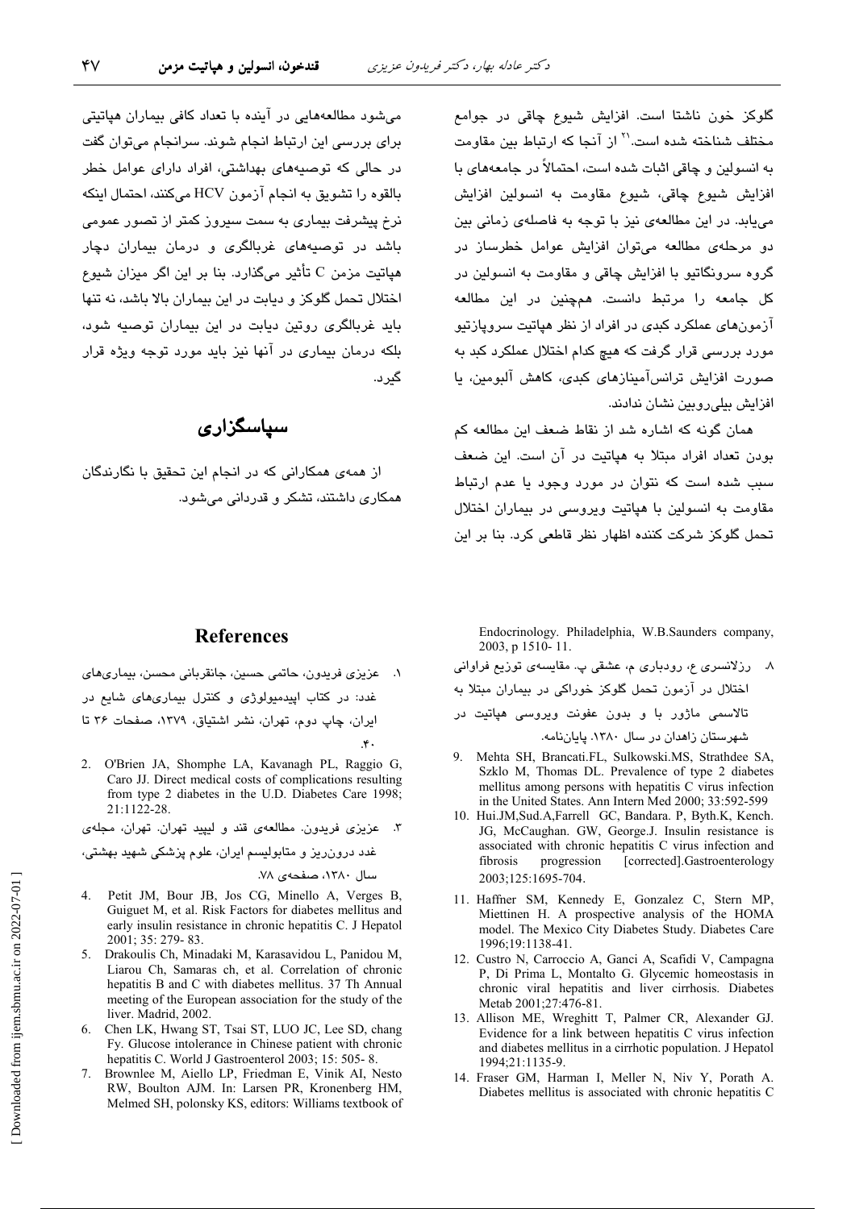گلوکز خون ناشتا است. افزایش شیوع چاقی در جوامع مختلف شناخته شده است.[21] از آنجا که ارتباط بین مقاومت به انسولین و چاقی اثبات شده است، احتمالاً در جامعه‌های با افزایش شیوع چاقی، شیوع مقاومت به انسولین افزایش می‌یابد. در این مطالعه‌ی نیز با توجه به فاصله‌ی زمانی بین دو مرحله‌ی مطالعه می‌توان افزایش عوامل خطرساز در گروه سرونگاتیو با افزایش چاقی و مقاومت به انسولین در کل جامعه را مرتبط دانست. همچنین در این مطالعه آزمون‌های عملکرد کبدی در افراد از نظر هپاتیت سروپازتیو مورد بررسی قرار گرفت که هیچ کدام اختلال عملکرد کبد به صورت افزایش ترانس‌آمینازهای کبدی، کاهش آلبومین، یا افزایش بیلی‌روبین نشان ندادند.

همان گونه که اشاره شد از نقاط ضعف این مطالعه کم بودن تعداد افراد مبتلا به هپاتیت در آن است. این ضعف سبب شده است که نتوان در مورد وجود یا عدم ارتباط مقاومت به انسولین با هپاتیت ویروسی در بیماران اختلال تحمل گلوکز شرکت کننده اظهار نظر قاطعی کرد. بنا بر این می‌شود مطالعه‌هایی در آینده با تعداد کافی بیماران هپاتیتی برای بررسی این ارتباط انجام شوند. سرانجام می‌توان گفت در حالی که توصیه‌های بهداشتی، افراد دارای عوامل خطر بالقوه را تشویق به انجام آزمون HCV می‌کنند، احتمال اینکه نرخ پیشرفت بیماری به سمت سیروز کمتر از تصور عمومی باشد در توصیه‌های غربالگری و درمان بیماران دچار هپاتیت مزمن C تأثیر می‌گذارد. بنا بر این اگر میزان شیوع اختلال تحمل گلوکز و دیابت در این بیماران بالا باشد، نه تنها باید غربالگری روتین دیابت در این بیماران توصیه شود، بلکه درمان بیماری در آنها نیز باید مورد توجه ویژه قرار گیرد.

## سپاسگزاری

از همه‌ی همکارانی که در انجام این تحقیق با نگارندگان همکاری داشتند، تشکر و قدردانی می‌شود.

## References

۱. عزیزی فریدون، حاتمی حسین، جانقربانی محسن، بیماری‌های غدد: در کتاب اپیدمیولوژی و کنترل بیماری‌های شایع در ایران، چاپ دوم، تهران، نشر اشتیاق، ۱۳۷۹، صفحات ۳۶ تا ۴۰.

2. O'Brien JA, Shomphe LA, Kavanagh PL, Raggio G, Caro JJ. Direct medical costs of complications resulting from type 2 diabetes in the U.D. Diabetes Care 1998; 21:1122-28.

۳. عزیزی فریدون. مطالعه‌ی قند و لیپید تهران. تهران، مجله‌ی غدد درون‌ریز و متابولیسم ایران، علوم پزشکی شهید بهشتی، سال ۱۳۸۰، صفحه‌ی ۷۸.

4. Petit JM, Bour JB, Jos CG, Minello A, Verges B, Guiguet M, et al. Risk Factors for diabetes mellitus and early insulin resistance in chronic hepatitis C. J Hepatol 2001; 35: 279- 83.

5. Drakoulis Ch, Minadaki M, Karasavidou L, Panidou M, Liarou Ch, Samaras ch, et al. Correlation of chronic hepatitis B and C with diabetes mellitus. 37 Th Annual meeting of the European association for the study of the liver. Madrid, 2002.

6. Chen LK, Hwang ST, Tsai ST, LUO JC, Lee SD, chang Fy. Glucose intolerance in Chinese patient with chronic hepatitis C. World J Gastroenterol 2003; 15: 505- 8.

7. Brownlee M, Aiello LP, Friedman E, Vinik AI, Nesto RW, Boulton AJM. In: Larsen PR, Kronenberg HM, Melmed SH, polonsky KS, editors: Williams textbook of Endocrinology. Philadelphia, W.B.Saunders company, 2003, p 1510- 11.

۸. رزلانسری ع، رودباری م، عشقی پ. مقایسه‌ی توزیع فراوانی اختلال در آزمون تحمل گلوکز خوراکی در بیماران مبتلا به تالاسمی ماژور با و بدون عفونت ویروسی هپاتیت در شهرستان زاهدان در سال ۱۳۸۰. پایان‌نامه.

9. Mehta SH, Brancati.FL, Sulkowski.MS, Strathdee SA, Szklo M, Thomas DL. Prevalence of type 2 diabetes mellitus among persons with hepatitis C virus infection in the United States. Ann Intern Med 2000; 33:592-599

10. Hui.JM,Sud.A,Farrell GC, Bandara. P, Byth.K, Kench. JG, McCaughan. GW, George.J. Insulin resistance is associated with chronic hepatitis C virus infection and fibrosis progression [corrected].Gastroenterology 2003;125:1695-704.

11. Haffner SM, Kennedy E, Gonzalez C, Stern MP, Miettinen H. A prospective analysis of the HOMA model. The Mexico City Diabetes Study. Diabetes Care 1996;19:1138-41.

12. Custro N, Carroccio A, Ganci A, Scafidi V, Campagna P, Di Prima L, Montalto G. Glycemic homeostasis in chronic viral hepatitis and liver cirrhosis. Diabetes Metab 2001;27:476-81.

13. Allison ME, Wreghitt T, Palmer CR, Alexander GJ. Evidence for a link between hepatitis C virus infection and diabetes mellitus in a cirrhotic population. J Hepatol 1994;21:1135-9.

14. Fraser GM, Harman I, Meller N, Niv Y, Porath A. Diabetes mellitus is associated with chronic hepatitis C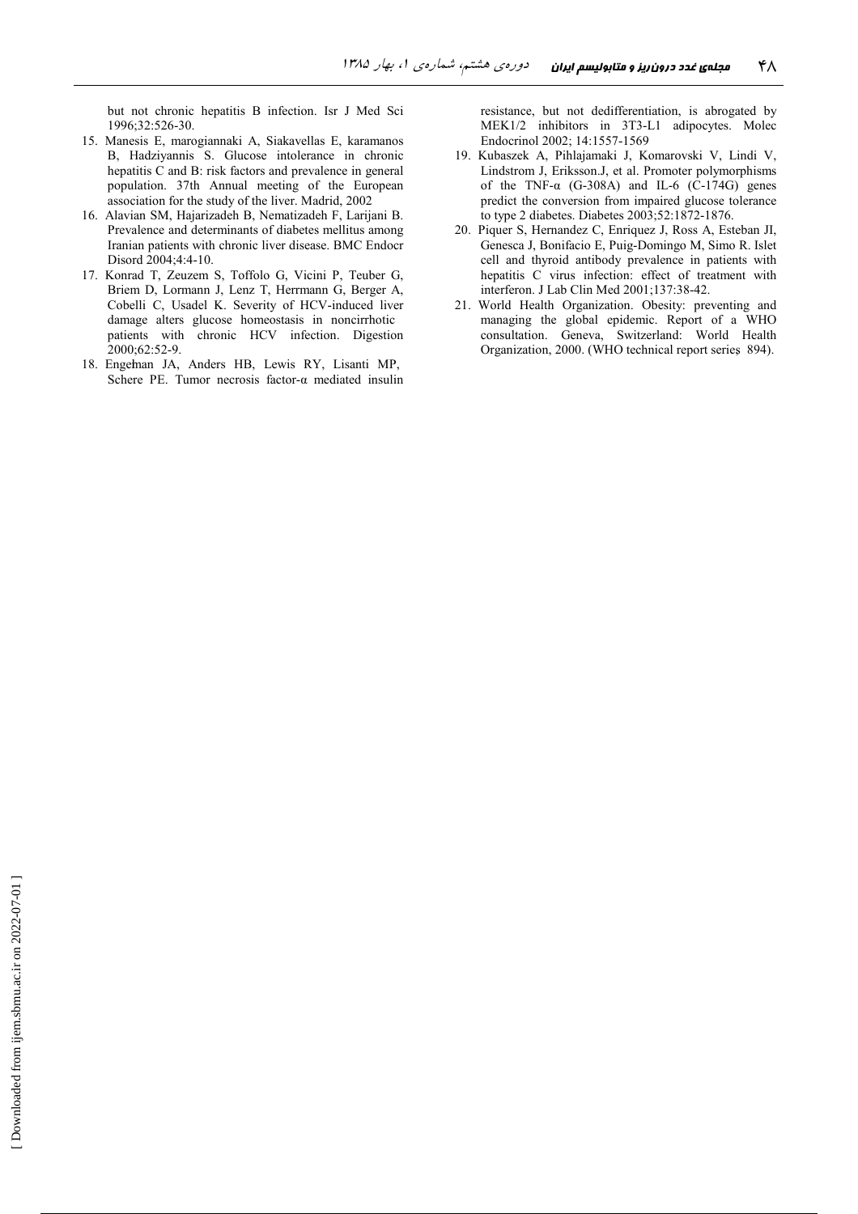but not chronic hepatitis B infection. Isr J Med Sci 1996;32:526-30.

15. Manesis E, marogiannaki A, Siakavellas E, karamanos B, Hadziyannis S. Glucose intolerance in chronic hepatitis C and B: risk factors and prevalence in general population. 37th Annual meeting of the European association for the study of the liver. Madrid, 2002
16. Alavian SM, Hajarizadeh B, Nematizadeh F, Larijani B. Prevalence and determinants of diabetes mellitus among Iranian patients with chronic liver disease. BMC Endocr Disord 2004;4:4-10.
17. Konrad T, Zeuzem S, Toffolo G, Vicini P, Teuber G, Briem D, Lormann J, Lenz T, Herrmann G, Berger A, Cobelli C, Usadel K. Severity of HCV-induced liver damage alters glucose homeostasis in noncirrhotic patients with chronic HCV infection. Digestion 2000;62:52-9.
18. Engelman JA, Anders HB, Lewis RY, Lisanti MP, Schere PE. Tumor necrosis factor-α mediated insulin resistance, but not dedifferentiation, is abrogated by MEK1/2 inhibitors in 3T3-L1 adipocytes. Molec Endocrinol 2002; 14:1557-1569
19. Kubaszek A, Pihlajamaki J, Komarovski V, Lindi V, Lindstrom J, Eriksson.J, et al. Promoter polymorphisms of the TNF-α (G-308A) and IL-6 (C-174G) genes predict the conversion from impaired glucose tolerance to type 2 diabetes. Diabetes 2003;52:1872-1876.
20. Piquer S, Hernandez C, Enriquez J, Ross A, Esteban JI, Genesca J, Bonifacio E, Puig-Domingo M, Simo R. Islet cell and thyroid antibody prevalence in patients with hepatitis C virus infection: effect of treatment with interferon. J Lab Clin Med 2001;137:38-42.
21. World Health Organization. Obesity: preventing and managing the global epidemic. Report of a WHO consultation. Geneva, Switzerland: World Health Organization, 2000. (WHO technical report series; 894).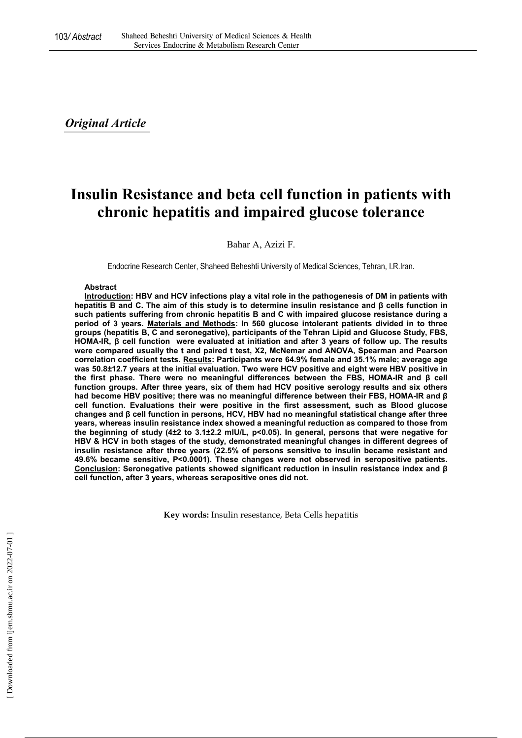*Original Article*

# Insulin Resistance and beta cell function in patients with chronic hepatitis and impaired glucose tolerance

Bahar A, Azizi F.

Endocrine Research Center, Shaheed Beheshti University of Medical Sciences, Tehran, I.R.Iran.

**Abstract**

**Introduction: HBV and HCV infections play a vital role in the pathogenesis of DM in patients with hepatitis B and C. The aim of this study is to determine insulin resistance and β cells function in such patients suffering from chronic hepatitis B and C with impaired glucose resistance during a period of 3 years. Materials and Methods: In 560 glucose intolerant patients divided in to three groups (hepatitis B, C and seronegative), participants of the Tehran Lipid and Glucose Study, FBS, HOMA-IR, β cell function were evaluated at initiation and after 3 years of follow up. The results were compared usually the t and paired t test, X2, McNemar and ANOVA, Spearman and Pearson correlation coefficient tests. Results: Participants were 64.9% female and 35.1% male; average age was 50.8±12.7 years at the initial evaluation. Two were HCV positive and eight were HBV positive in the first phase. There were no meaningful differences between the FBS, HOMA-IR and β cell function groups. After three years, six of them had HCV positive serology results and six others had become HBV positive; there was no meaningful difference between their FBS, HOMA-IR and β cell function. Evaluations their were positive in the first assessment, such as Blood glucose changes and β cell function in persons, HCV, HBV had no meaningful statistical change after three years, whereas insulin resistance index showed a meaningful reduction as compared to those from the beginning of study (4±2 to 3.1±2.2 mIU/L, p<0.05). In general, persons that were negative for HBV & HCV in both stages of the study, demonstrated meaningful changes in different degrees of insulin resistance after three years (22.5% of persons sensitive to insulin became resistant and 49.6% became sensitive, P<0.0001). These changes were not observed in seropositive patients. Conclusion: Seronegative patients showed significant reduction in insulin resistance index and β cell function, after 3 years, whereas serapositive ones did not.**

**Key words:** Insulin resestance, Beta Cells hepatitis